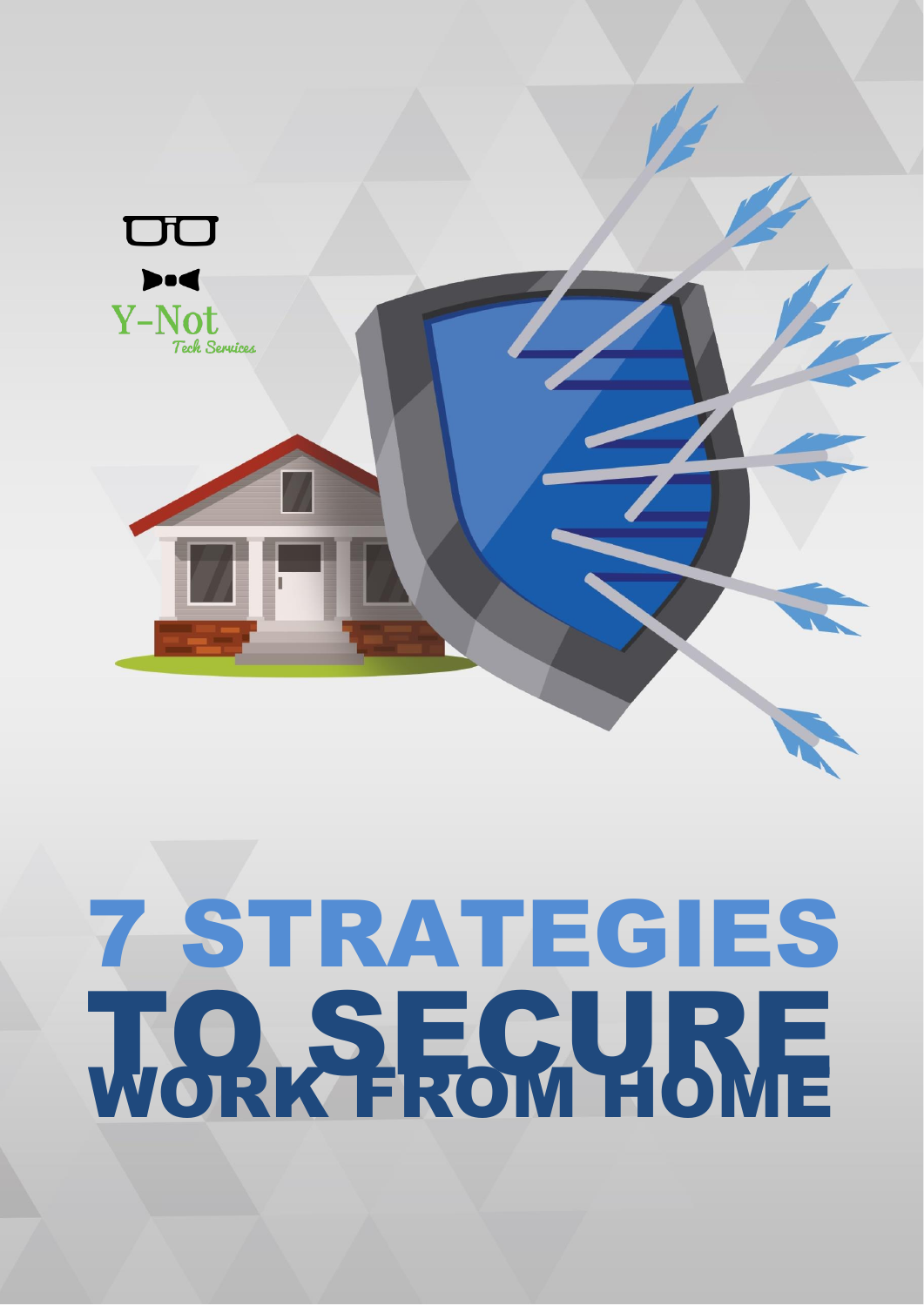Y-Not

Tech Services

# 7 STRATEGIES TO SECURE WORK FROM HOME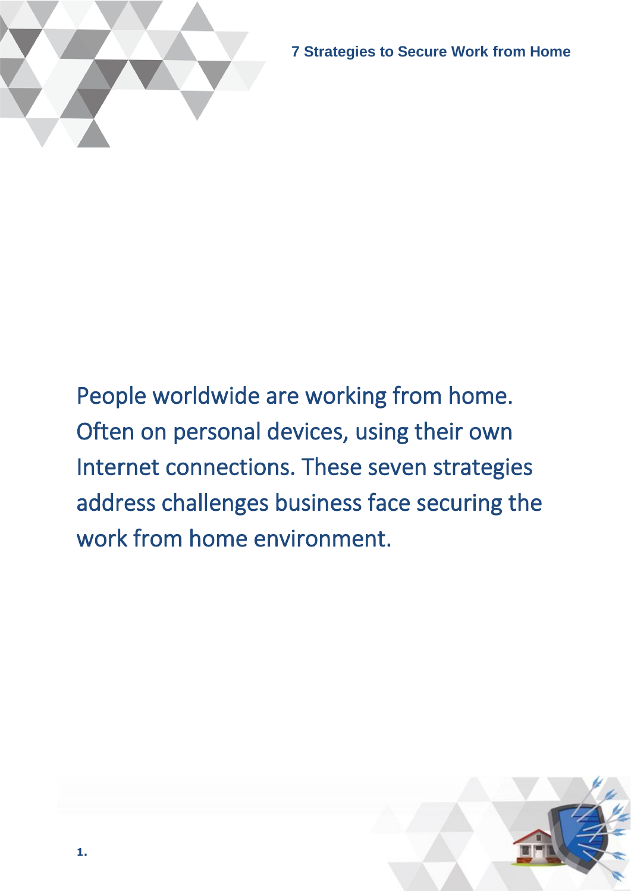People worldwide are working from home. Often on personal devices, using their own Internet connections. These seven strategies address challenges business face securing the work from home environment.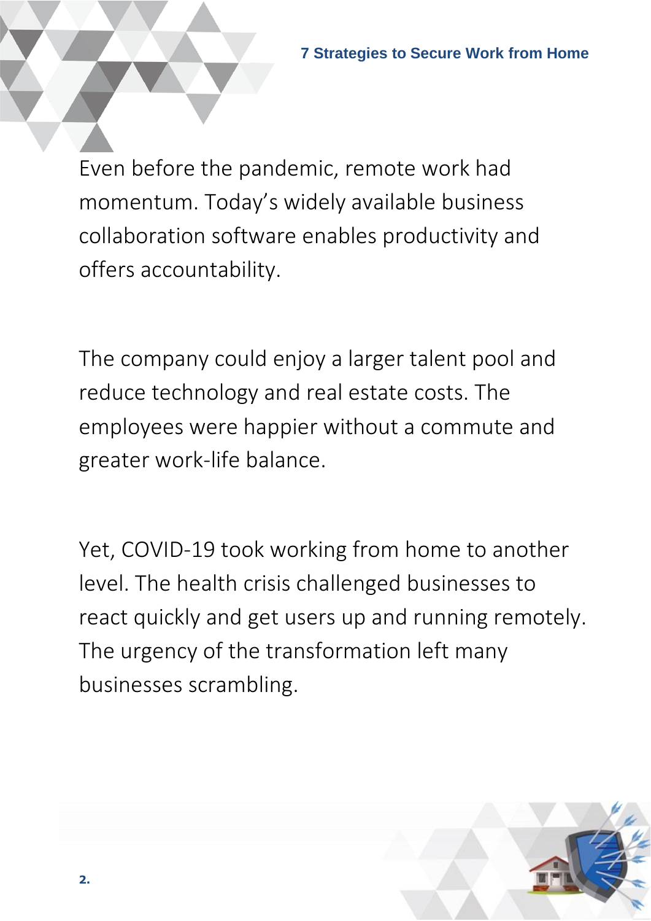Even before the pandemic, remote work had momentum. Today's widely available business collaboration software enables productivity and offers accountability.

The company could enjoy a larger talent pool and reduce technology and real estate costs. The employees were happier without a commute and greater work-life balance.

Yet, COVID-19 took working from home to another level. The health crisis challenged businesses to react quickly and get users up and running remotely. The urgency of the transformation left many businesses scrambling.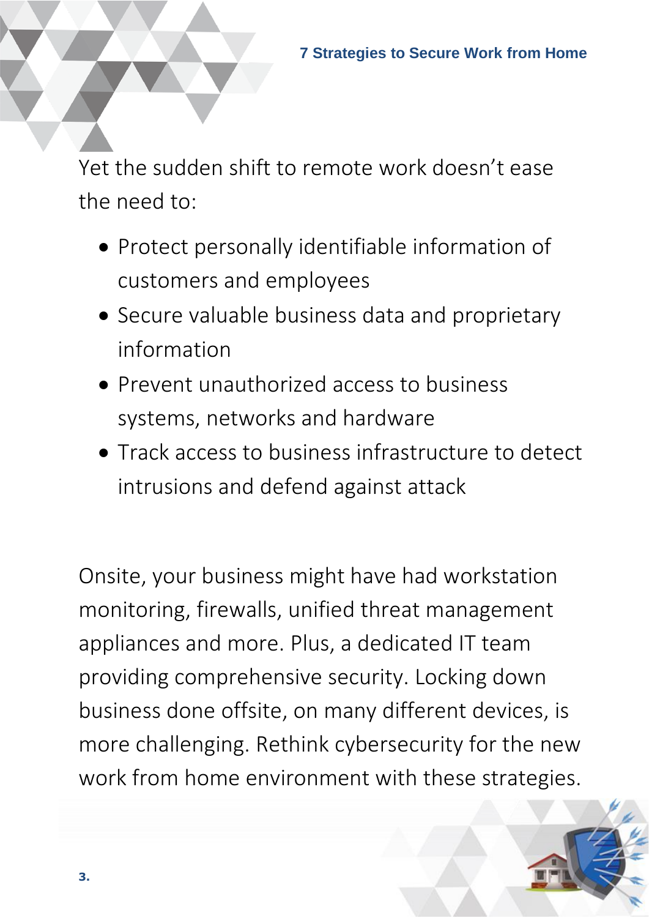Yet the sudden shift to remote work doesn't ease the need to:

- Protect personally identifiable information of customers and employees
- Secure valuable business data and proprietary information
- Prevent unauthorized access to business systems, networks and hardware
- Track access to business infrastructure to detect intrusions and defend against attack

Onsite, your business might have had workstation monitoring, firewalls, unified threat management appliances and more. Plus, a dedicated IT team providing comprehensive security. Locking down business done offsite, on many different devices, is more challenging. Rethink cybersecurity for the new work from home environment with these strategies.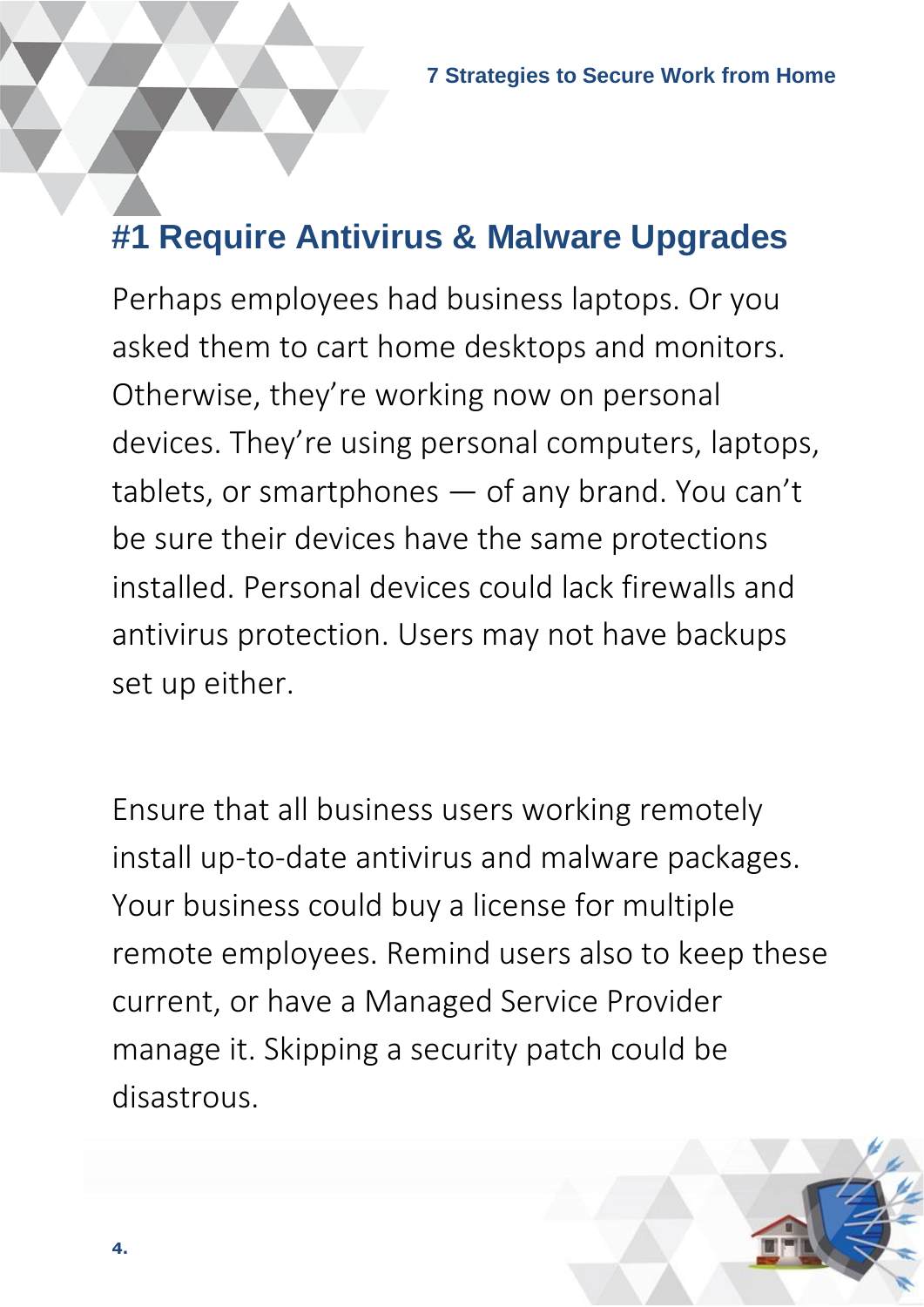# #1 Require Antivirus & Malware Upgrades

Perhaps employees had business laptops. Or you asked them to cart home desktops and monitors. Otherwise, they're working now on personal devices. They're using personal computers, laptops, tablets, or smartphones — of any brand. You can't be sure their devices have the same protections installed. Personal devices could lack firewalls and antivirus protection. Users may not have backups set up either.

Ensure that all business users working remotely install up-to-date antivirus and malware packages. Your business could buy a license for multiple remote employees. Remind users also to keep these current, or have a Managed Service Provider manage it. Skipping a security patch could be disastrous.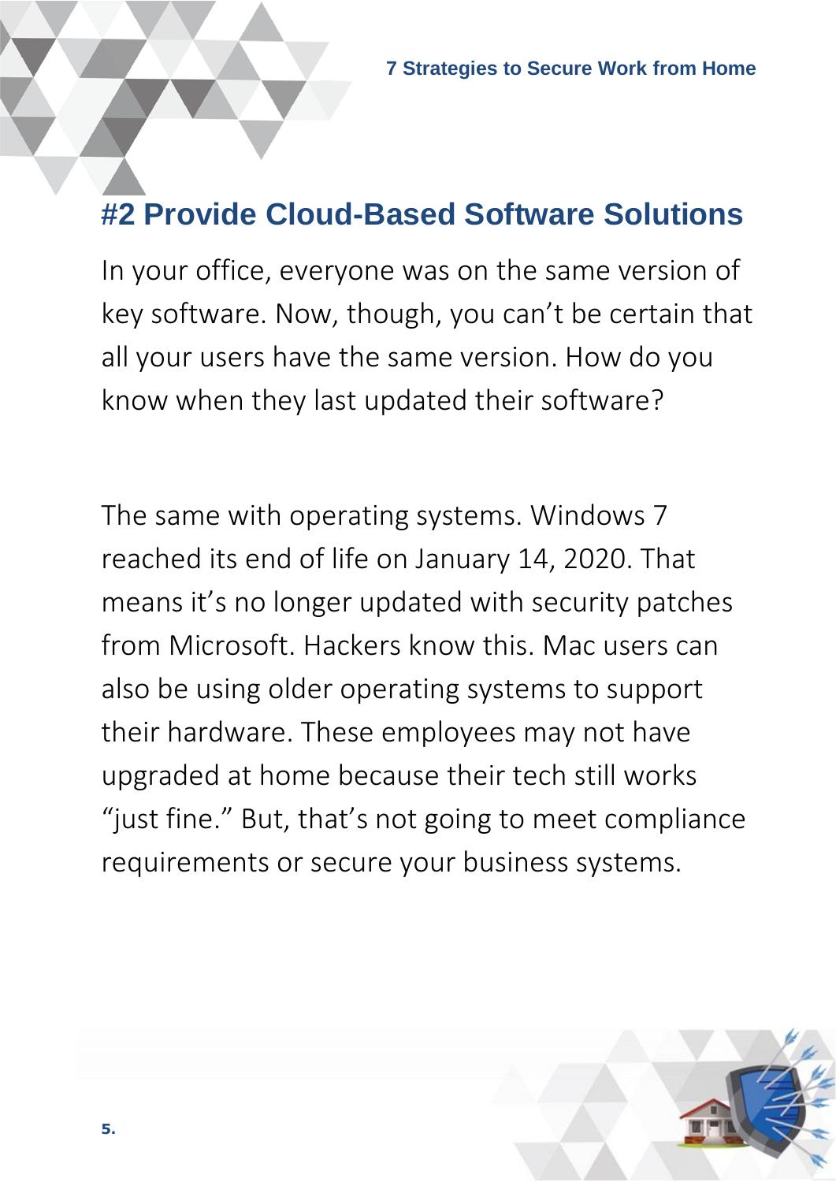## #2 Provide Cloud-Based Software Solutions

In your office, everyone was on the same version of key software. Now, though, you can't be certain that all your users have the same version. How do you know when they last updated their software?

The same with operating systems. Windows 7 reached its end of life on January 14, 2020. That means it's no longer updated with security patches from Microsoft. Hackers know this. Mac users can also be using older operating systems to support their hardware. These employees may not have upgraded at home because their tech still works "just fine." But, that's not going to meet compliance requirements or secure your business systems.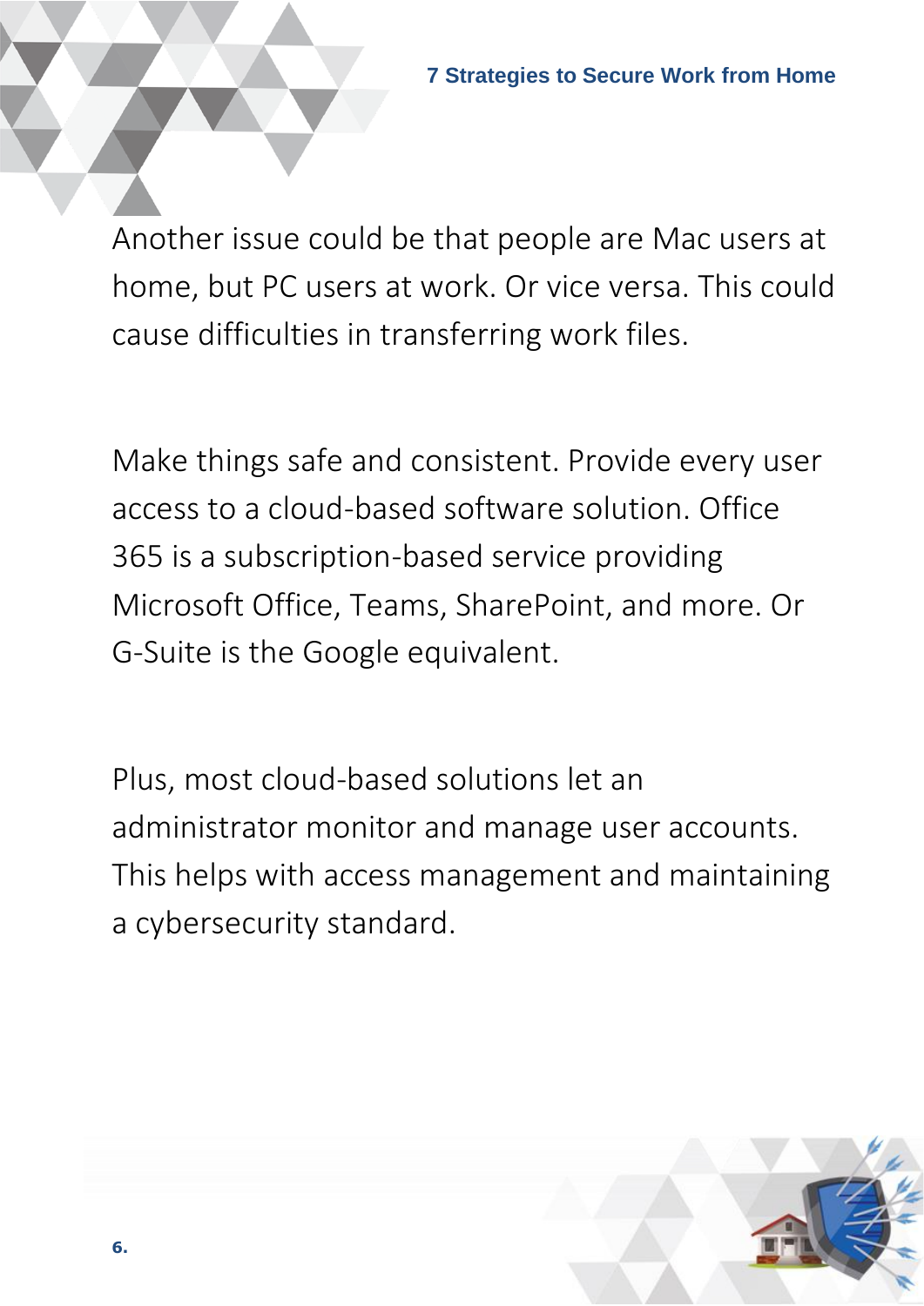Another issue could be that people are Mac users at home, but PC users at work. Or vice versa. This could cause difficulties in transferring work files.

Make things safe and consistent. Provide every user access to a cloud-based software solution. Office 365 is a subscription-based service providing Microsoft Office, Teams, SharePoint, and more. Or G-Suite is the Google equivalent.

Plus, most cloud-based solutions let an administrator monitor and manage user accounts. This helps with access management and maintaining a cybersecurity standard.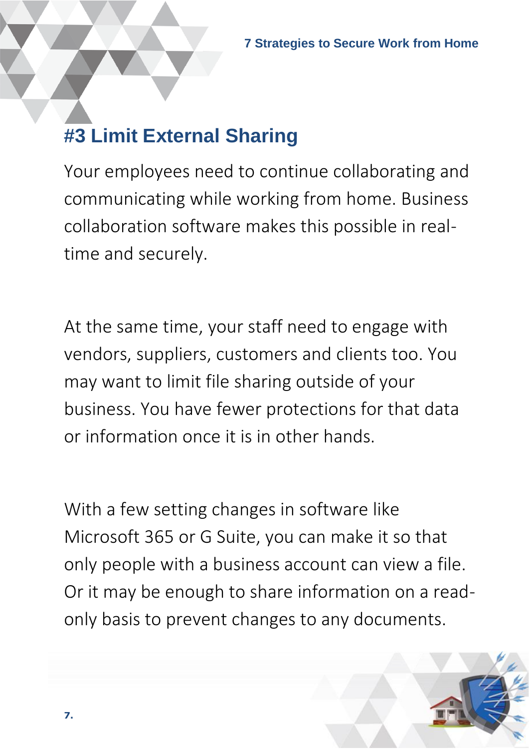## #3 Limit External Sharing

Your employees need to continue collaborating and communicating while working from home. Business collaboration software makes this possible in real-time and securely.

At the same time, your staff need to engage with vendors, suppliers, customers and clients too. You may want to limit file sharing outside of your business. You have fewer protections for that data or information once it is in other hands.

With a few setting changes in software like Microsoft 365 or G Suite, you can make it so that only people with a business account can view a file. Or it may be enough to share information on a read-only basis to prevent changes to any documents.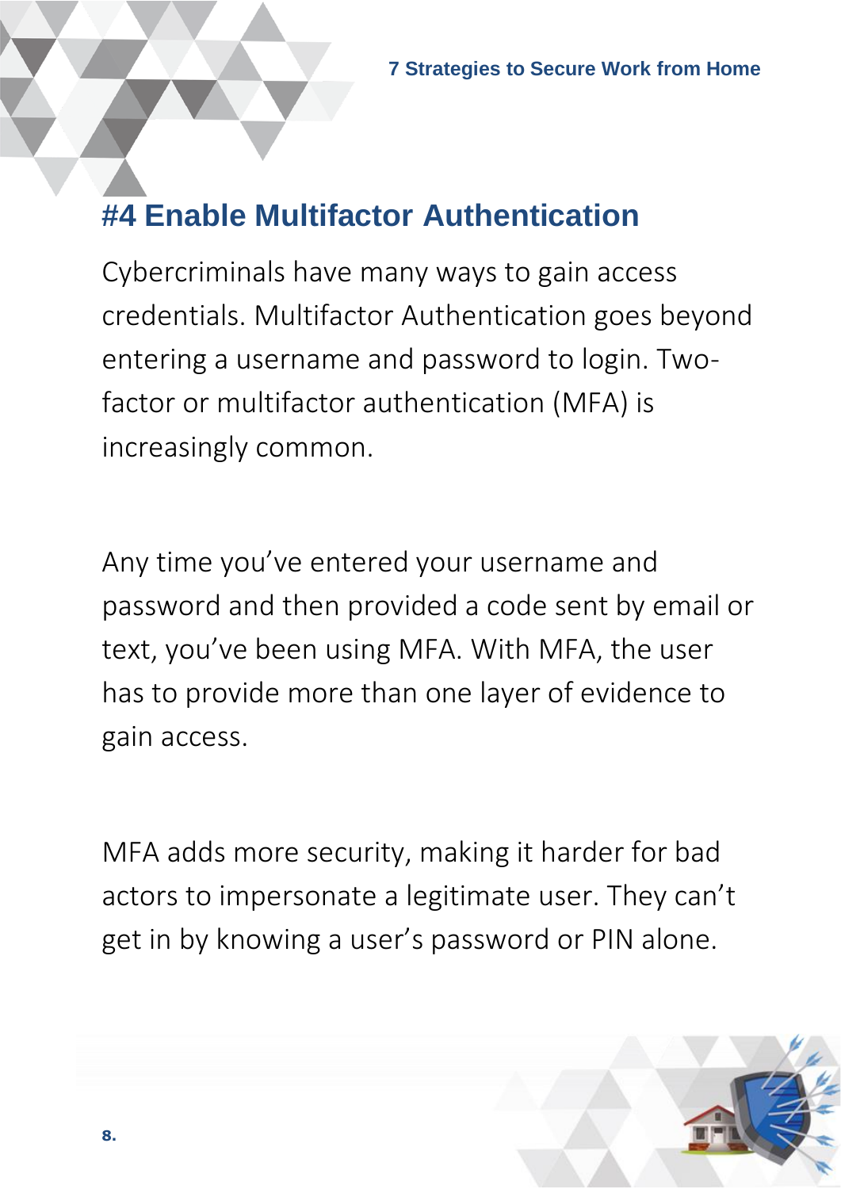# #4 Enable Multifactor Authentication

Cybercriminals have many ways to gain access credentials. Multifactor Authentication goes beyond entering a username and password to login. Two-factor or multifactor authentication (MFA) is increasingly common.

Any time you've entered your username and password and then provided a code sent by email or text, you've been using MFA. With MFA, the user has to provide more than one layer of evidence to gain access.

MFA adds more security, making it harder for bad actors to impersonate a legitimate user. They can't get in by knowing a user's password or PIN alone.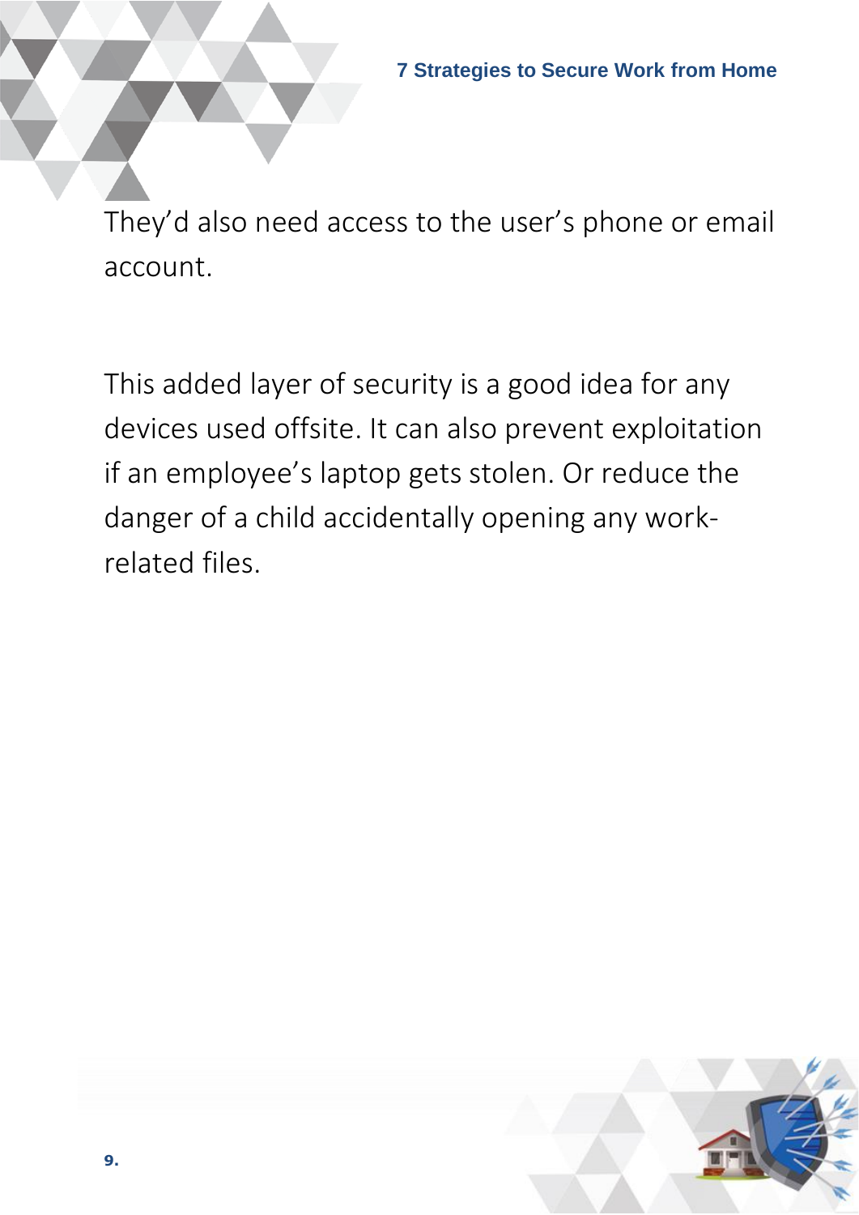They'd also need access to the user's phone or email account.

This added layer of security is a good idea for any devices used offsite. It can also prevent exploitation if an employee's laptop gets stolen. Or reduce the danger of a child accidentally opening any work-related files.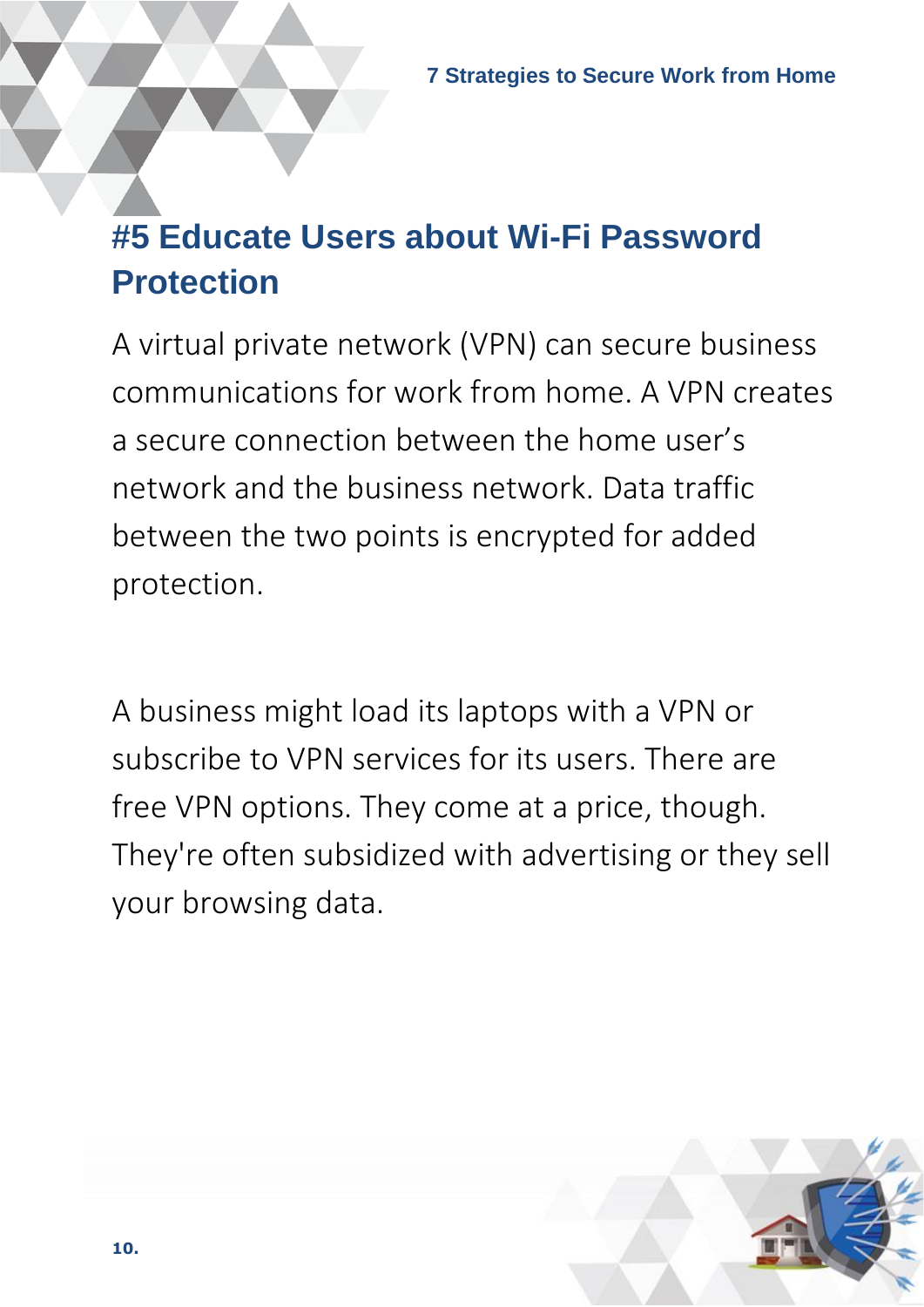# #5 Educate Users about Wi-Fi Password Protection

A virtual private network (VPN) can secure business communications for work from home. A VPN creates a secure connection between the home user's network and the business network. Data traffic between the two points is encrypted for added protection.

A business might load its laptops with a VPN or subscribe to VPN services for its users. There are free VPN options. They come at a price, though. They're often subsidized with advertising or they sell your browsing data.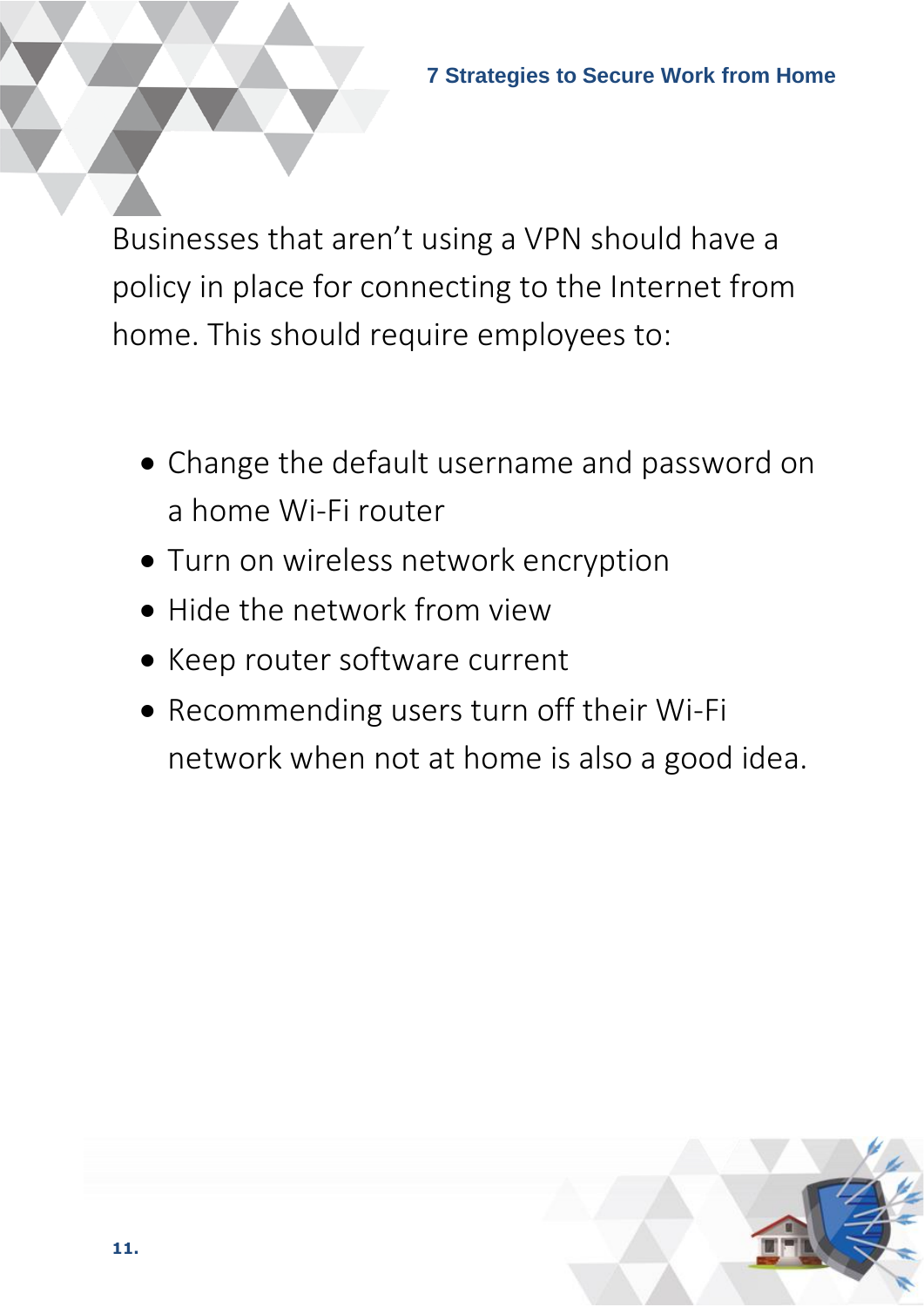Businesses that aren't using a VPN should have a policy in place for connecting to the Internet from home. This should require employees to:

- Change the default username and password on a home Wi-Fi router
- Turn on wireless network encryption
- Hide the network from view
- Keep router software current
- Recommending users turn off their Wi-Fi network when not at home is also a good idea.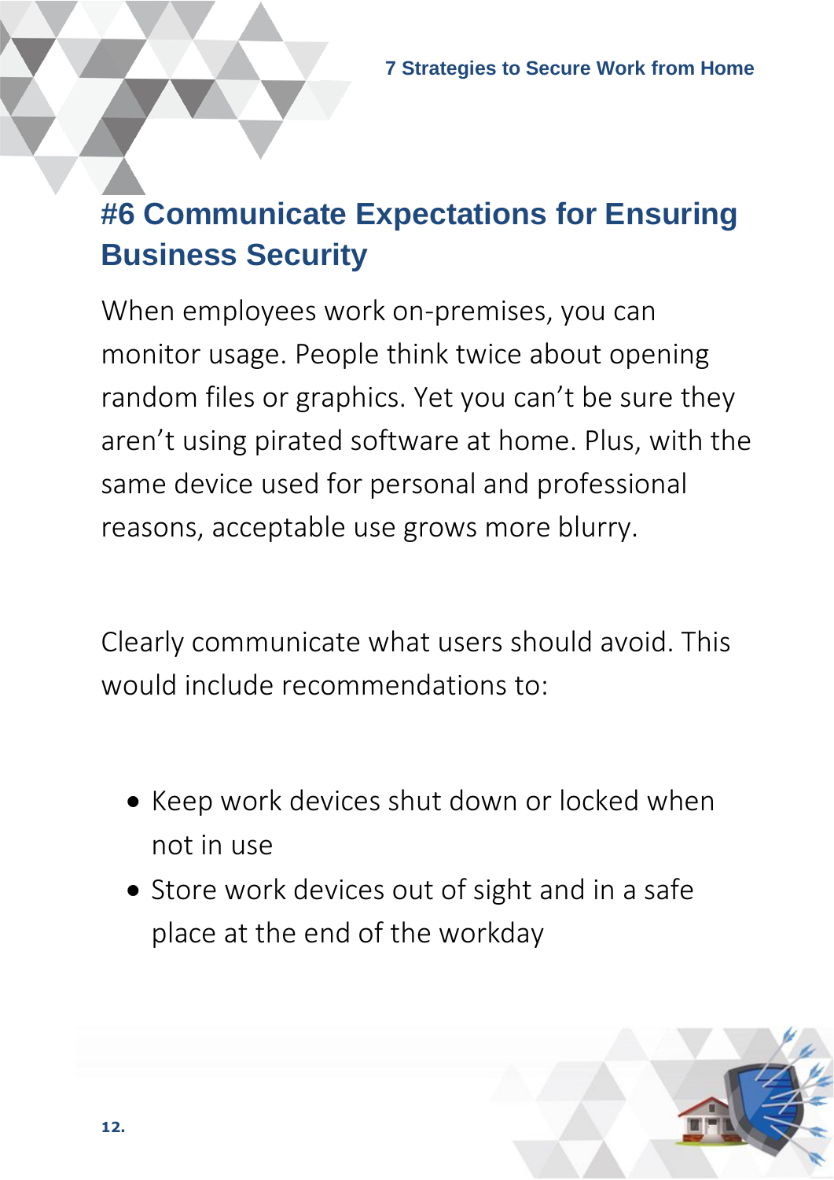## #6 Communicate Expectations for Ensuring Business Security

When employees work on-premises, you can monitor usage. People think twice about opening random files or graphics. Yet you can't be sure they aren't using pirated software at home. Plus, with the same device used for personal and professional reasons, acceptable use grows more blurry.

Clearly communicate what users should avoid. This would include recommendations to:

- Keep work devices shut down or locked when not in use
- Store work devices out of sight and in a safe place at the end of the workday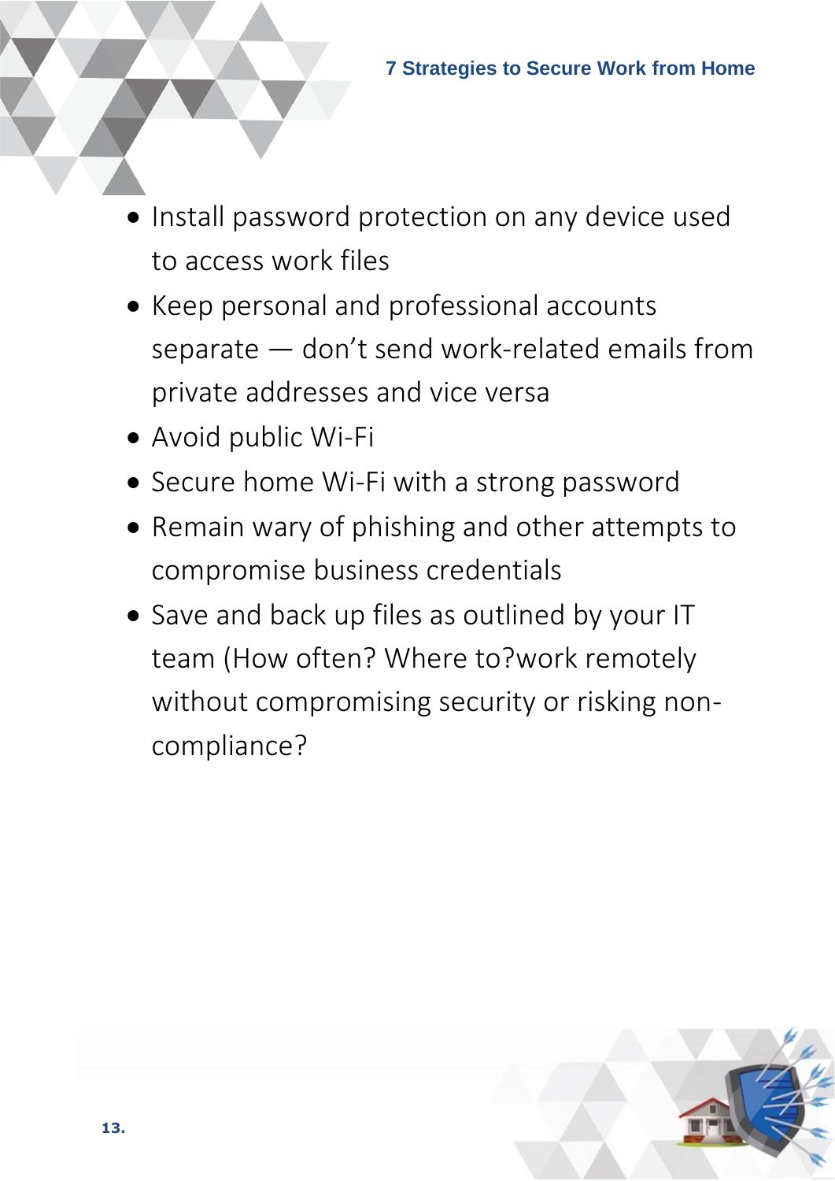- Install password protection on any device used to access work files
- Keep personal and professional accounts separate — don't send work-related emails from private addresses and vice versa
- Avoid public Wi-Fi
- Secure home Wi-Fi with a strong password
- Remain wary of phishing and other attempts to compromise business credentials
- Save and back up files as outlined by your IT team (How often? Where to?work remotely without compromising security or risking non-compliance?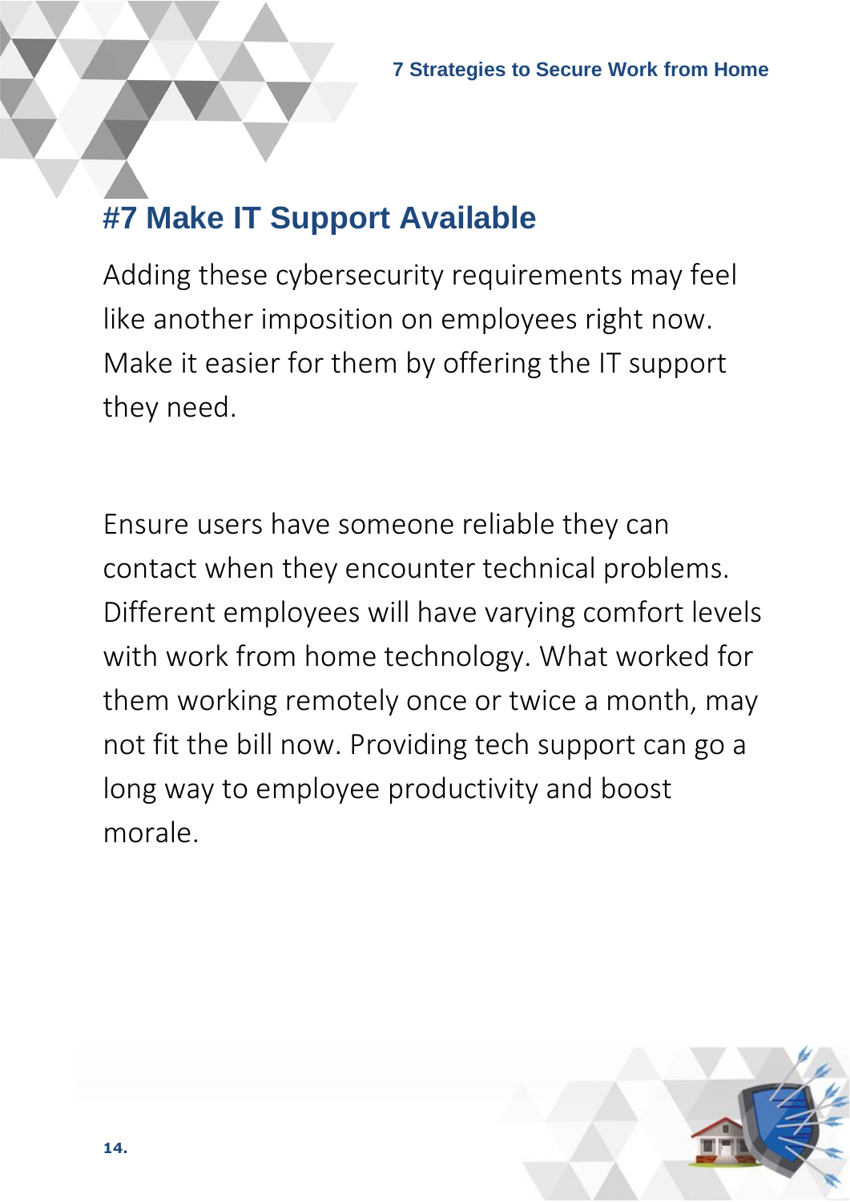## #7 Make IT Support Available

Adding these cybersecurity requirements may feel like another imposition on employees right now. Make it easier for them by offering the IT support they need.

Ensure users have someone reliable they can contact when they encounter technical problems. Different employees will have varying comfort levels with work from home technology. What worked for them working remotely once or twice a month, may not fit the bill now. Providing tech support can go a long way to employee productivity and boost morale.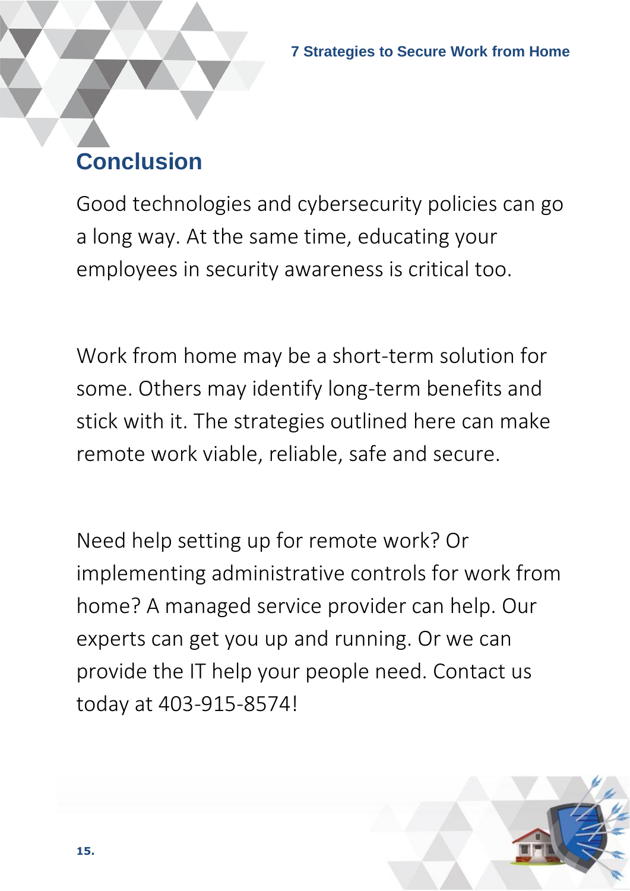## Conclusion

Good technologies and cybersecurity policies can go a long way. At the same time, educating your employees in security awareness is critical too.

Work from home may be a short-term solution for some. Others may identify long-term benefits and stick with it. The strategies outlined here can make remote work viable, reliable, safe and secure.

Need help setting up for remote work? Or implementing administrative controls for work from home? A managed service provider can help. Our experts can get you up and running. Or we can provide the IT help your people need. Contact us today at 403-915-8574!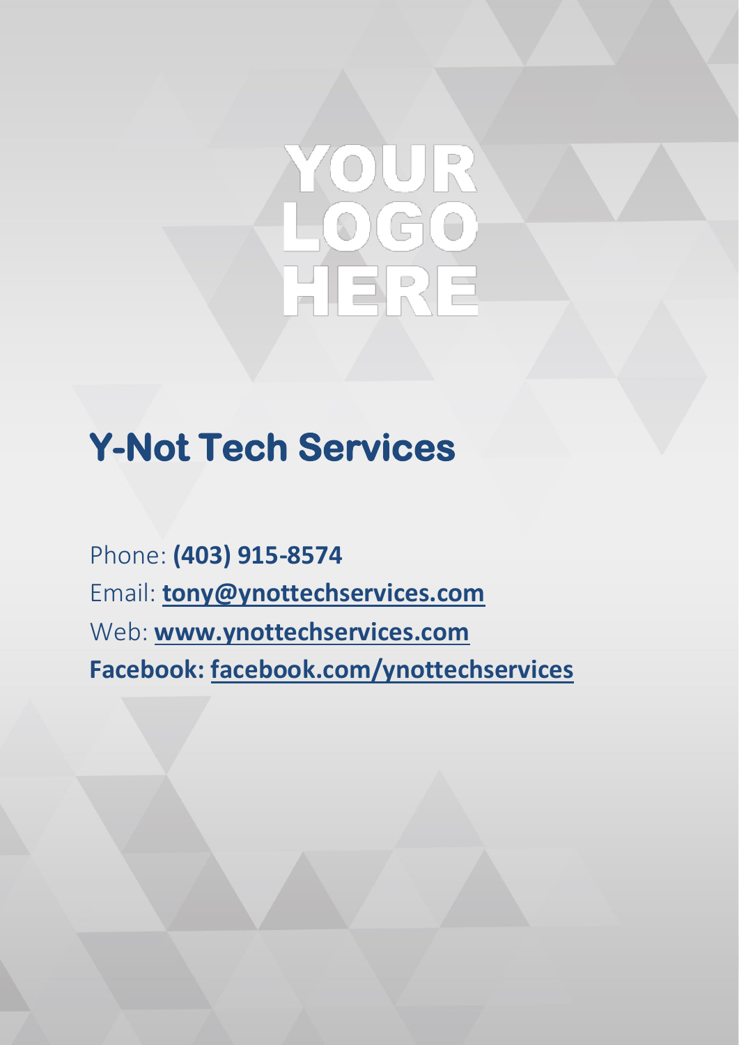YOUR LOGO HERE

# Y-Not Tech Services

Phone: **(403) 915-8574**

Email: **tony@ynottechservices.com**

Web: **www.ynottechservices.com**

**Facebook: facebook.com/ynottechservices**